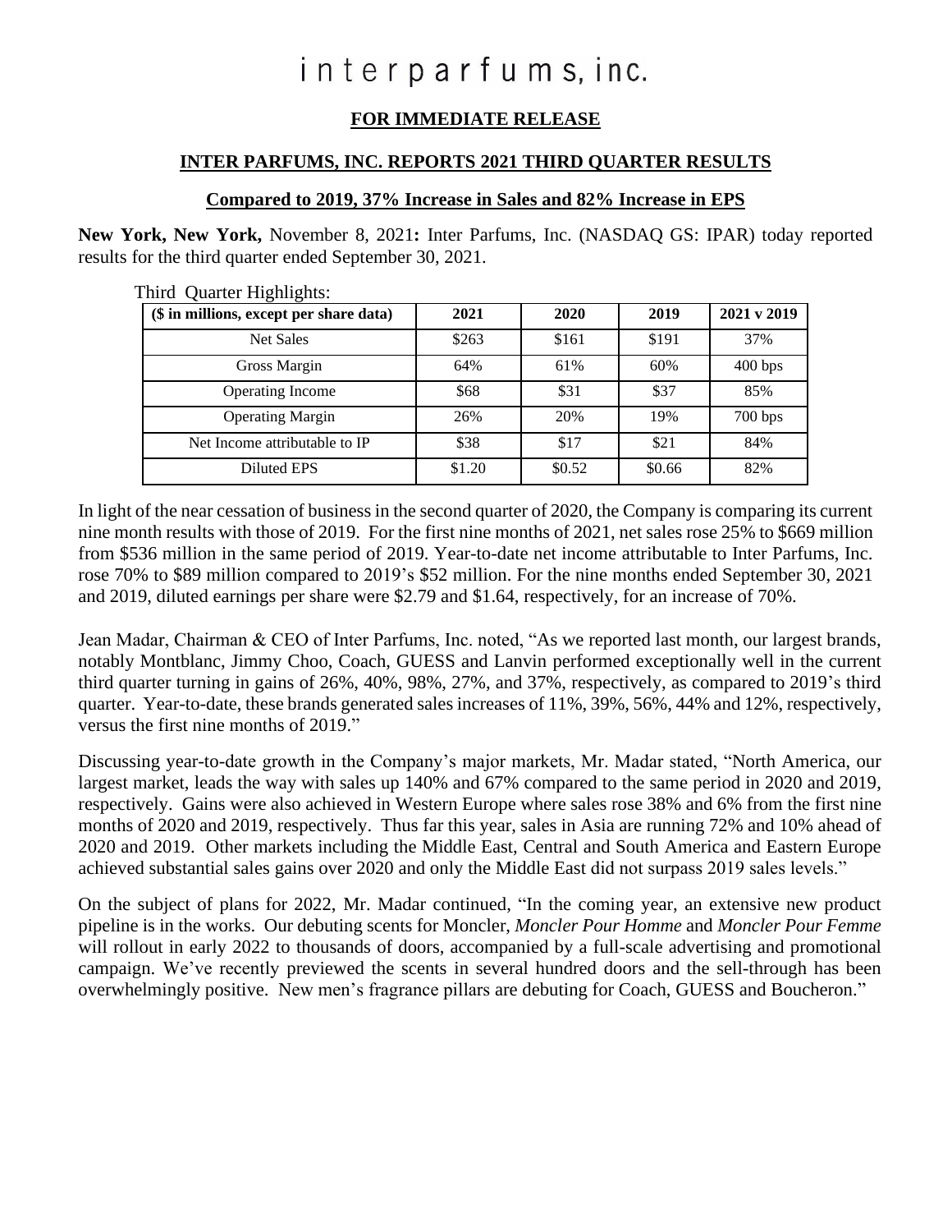# interparfums, inc.

**FOR IMMEDIATE RELEASE**

**INTER PARFUMS, INC. REPORTS 2021 THIRD QUARTER RESULTS**

**Compared to 2019, 37% Increase in Sales and 82% Increase in EPS**

**New York, New York,** November 8, 2021**:** Inter Parfums, Inc. (NASDAQ GS: IPAR) today reported results for the third quarter ended September 30, 2021.

Third Quarter Highlights:

| ($ in millions, except per share data) | 2021 | 2020 | 2019 | 2021 v 2019 |
|---|---|---|---|---|
| Net Sales | $263 | $161 | $191 | 37% |
| Gross Margin | 64% | 61% | 60% | 400 bps |
| Operating Income | $68 | $31 | $37 | 85% |
| Operating Margin | 26% | 20% | 19% | 700 bps |
| Net Income attributable to IP | $38 | $17 | $21 | 84% |
| Diluted EPS | $1.20 | $0.52 | $0.66 | 82% |

In light of the near cessation of business in the second quarter of 2020, the Company is comparing its current nine month results with those of 2019. For the first nine months of 2021, net sales rose 25% to $669 million from $536 million in the same period of 2019. Year-to-date net income attributable to Inter Parfums, Inc. rose 70% to $89 million compared to 2019's $52 million. For the nine months ended September 30, 2021 and 2019, diluted earnings per share were $2.79 and $1.64, respectively, for an increase of 70%.

Jean Madar, Chairman & CEO of Inter Parfums, Inc. noted, "As we reported last month, our largest brands, notably Montblanc, Jimmy Choo, Coach, GUESS and Lanvin performed exceptionally well in the current third quarter turning in gains of 26%, 40%, 98%, 27%, and 37%, respectively, as compared to 2019's third quarter. Year-to-date, these brands generated sales increases of 11%, 39%, 56%, 44% and 12%, respectively, versus the first nine months of 2019."

Discussing year-to-date growth in the Company's major markets, Mr. Madar stated, "North America, our largest market, leads the way with sales up 140% and 67% compared to the same period in 2020 and 2019, respectively. Gains were also achieved in Western Europe where sales rose 38% and 6% from the first nine months of 2020 and 2019, respectively. Thus far this year, sales in Asia are running 72% and 10% ahead of 2020 and 2019. Other markets including the Middle East, Central and South America and Eastern Europe achieved substantial sales gains over 2020 and only the Middle East did not surpass 2019 sales levels."

On the subject of plans for 2022, Mr. Madar continued, "In the coming year, an extensive new product pipeline is in the works. Our debuting scents for Moncler, *Moncler Pour Homme* and *Moncler Pour Femme* will rollout in early 2022 to thousands of doors, accompanied by a full-scale advertising and promotional campaign. We've recently previewed the scents in several hundred doors and the sell-through has been overwhelmingly positive. New men's fragrance pillars are debuting for Coach, GUESS and Boucheron."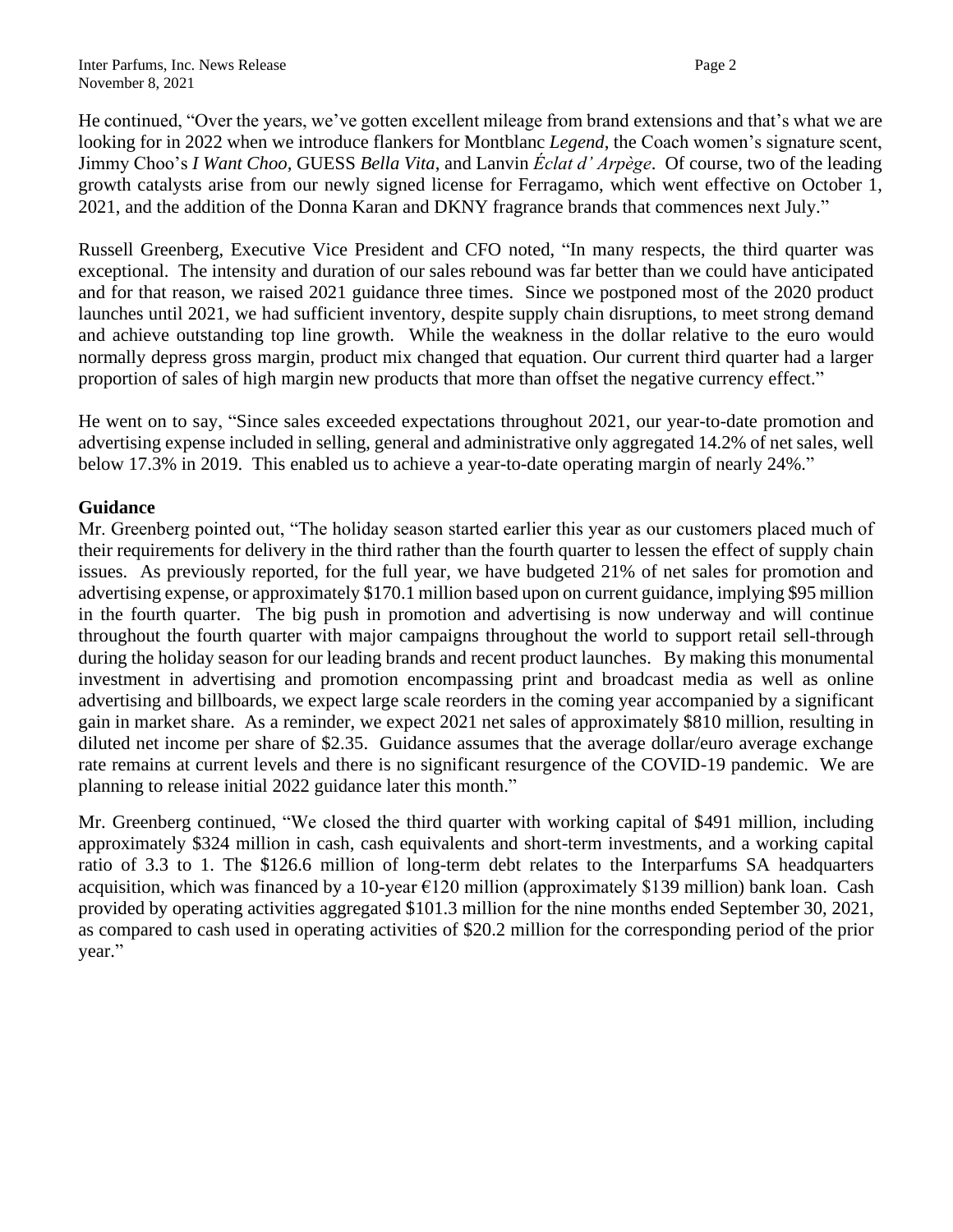He continued, "Over the years, we've gotten excellent mileage from brand extensions and that's what we are looking for in 2022 when we introduce flankers for Montblanc *Legend*, the Coach women's signature scent, Jimmy Choo's *I Want Choo*, GUESS *Bella Vita*, and Lanvin *Éclat d' Arpège*. Of course, two of the leading growth catalysts arise from our newly signed license for Ferragamo, which went effective on October 1, 2021, and the addition of the Donna Karan and DKNY fragrance brands that commences next July."

Russell Greenberg, Executive Vice President and CFO noted, "In many respects, the third quarter was exceptional. The intensity and duration of our sales rebound was far better than we could have anticipated and for that reason, we raised 2021 guidance three times. Since we postponed most of the 2020 product launches until 2021, we had sufficient inventory, despite supply chain disruptions, to meet strong demand and achieve outstanding top line growth. While the weakness in the dollar relative to the euro would normally depress gross margin, product mix changed that equation. Our current third quarter had a larger proportion of sales of high margin new products that more than offset the negative currency effect."

He went on to say, "Since sales exceeded expectations throughout 2021, our year-to-date promotion and advertising expense included in selling, general and administrative only aggregated 14.2% of net sales, well below 17.3% in 2019. This enabled us to achieve a year-to-date operating margin of nearly 24%."

**Guidance**

Mr. Greenberg pointed out, "The holiday season started earlier this year as our customers placed much of their requirements for delivery in the third rather than the fourth quarter to lessen the effect of supply chain issues. As previously reported, for the full year, we have budgeted 21% of net sales for promotion and advertising expense, or approximately $170.1 million based upon on current guidance, implying $95 million in the fourth quarter. The big push in promotion and advertising is now underway and will continue throughout the fourth quarter with major campaigns throughout the world to support retail sell-through during the holiday season for our leading brands and recent product launches. By making this monumental investment in advertising and promotion encompassing print and broadcast media as well as online advertising and billboards, we expect large scale reorders in the coming year accompanied by a significant gain in market share. As a reminder, we expect 2021 net sales of approximately $810 million, resulting in diluted net income per share of $2.35. Guidance assumes that the average dollar/euro average exchange rate remains at current levels and there is no significant resurgence of the COVID-19 pandemic. We are planning to release initial 2022 guidance later this month."

Mr. Greenberg continued, "We closed the third quarter with working capital of $491 million, including approximately $324 million in cash, cash equivalents and short-term investments, and a working capital ratio of 3.3 to 1. The $126.6 million of long-term debt relates to the Interparfums SA headquarters acquisition, which was financed by a 10-year €120 million (approximately $139 million) bank loan. Cash provided by operating activities aggregated $101.3 million for the nine months ended September 30, 2021, as compared to cash used in operating activities of $20.2 million for the corresponding period of the prior year."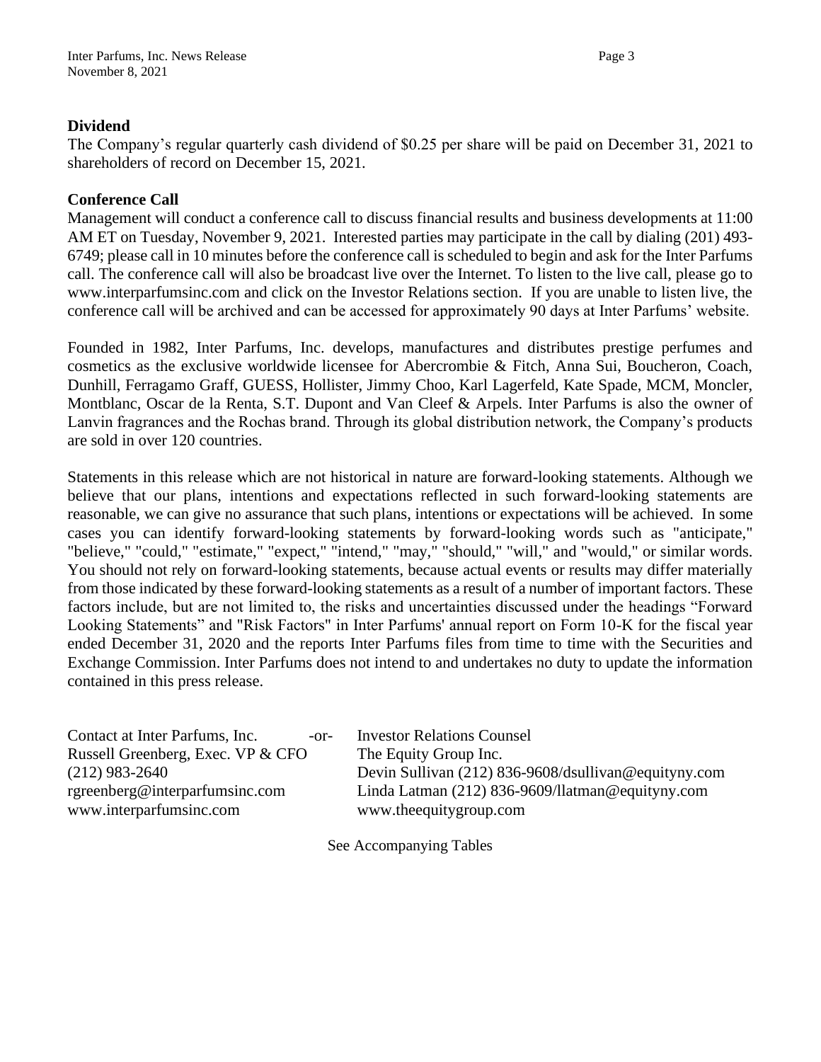**Dividend**

The Company's regular quarterly cash dividend of $0.25 per share will be paid on December 31, 2021 to shareholders of record on December 15, 2021.

**Conference Call**

Management will conduct a conference call to discuss financial results and business developments at 11:00 AM ET on Tuesday, November 9, 2021. Interested parties may participate in the call by dialing (201) 493-6749; please call in 10 minutes before the conference call is scheduled to begin and ask for the Inter Parfums call. The conference call will also be broadcast live over the Internet. To listen to the live call, please go to www.interparfumsinc.com and click on the Investor Relations section. If you are unable to listen live, the conference call will be archived and can be accessed for approximately 90 days at Inter Parfums' website.

Founded in 1982, Inter Parfums, Inc. develops, manufactures and distributes prestige perfumes and cosmetics as the exclusive worldwide licensee for Abercrombie & Fitch, Anna Sui, Boucheron, Coach, Dunhill, Ferragamo Graff, GUESS, Hollister, Jimmy Choo, Karl Lagerfeld, Kate Spade, MCM, Moncler, Montblanc, Oscar de la Renta, S.T. Dupont and Van Cleef & Arpels. Inter Parfums is also the owner of Lanvin fragrances and the Rochas brand. Through its global distribution network, the Company's products are sold in over 120 countries.

Statements in this release which are not historical in nature are forward-looking statements. Although we believe that our plans, intentions and expectations reflected in such forward-looking statements are reasonable, we can give no assurance that such plans, intentions or expectations will be achieved. In some cases you can identify forward-looking statements by forward-looking words such as "anticipate," "believe," "could," "estimate," "expect," "intend," "may," "should," "will," and "would," or similar words. You should not rely on forward-looking statements, because actual events or results may differ materially from those indicated by these forward-looking statements as a result of a number of important factors. These factors include, but are not limited to, the risks and uncertainties discussed under the headings "Forward Looking Statements" and "Risk Factors" in Inter Parfums' annual report on Form 10-K for the fiscal year ended December 31, 2020 and the reports Inter Parfums files from time to time with the Securities and Exchange Commission. Inter Parfums does not intend to and undertakes no duty to update the information contained in this press release.

| | | |
|---|---|---|
| Contact at Inter Parfums, Inc. | -or- | Investor Relations Counsel |
| Russell Greenberg, Exec. VP & CFO | | The Equity Group Inc. |
| (212) 983-2640 | | Devin Sullivan (212) 836-9608/dsullivan@equityny.com |
| rgreenberg@interparfumsinc.com | | Linda Latman (212) 836-9609/llatman@equityny.com |
| www.interparfumsinc.com | | www.theequitygroup.com |

See Accompanying Tables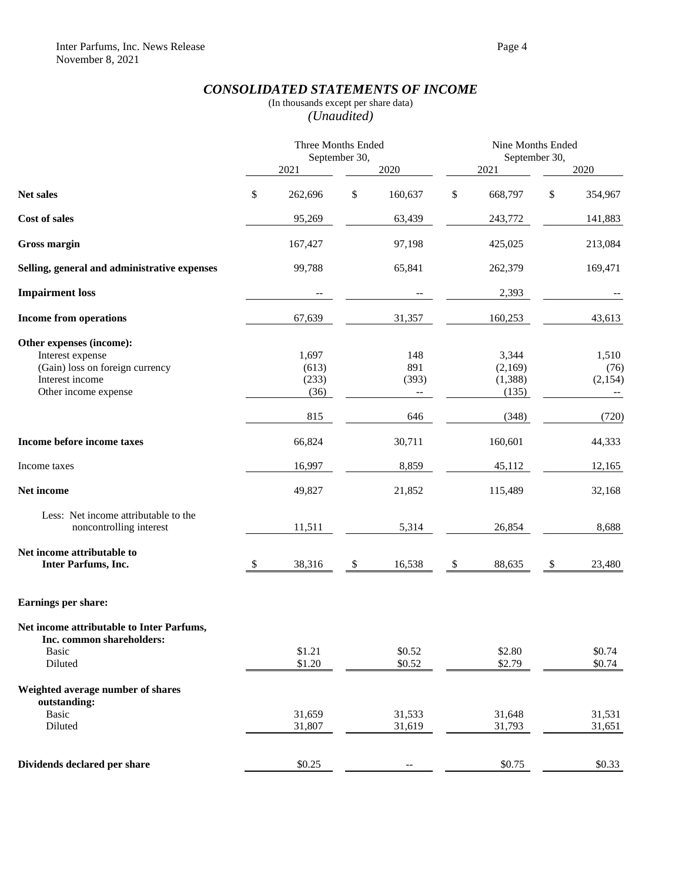## *CONSOLIDATED STATEMENTS OF INCOME*

(In thousands except per share data)

*(Unaudited)*

| | Three Months Ended September 30, | | Nine Months Ended September 30, | |
|---|---|---|---|---|
| | 2021 | 2020 | 2021 | 2020 |
| **Net sales** | $ 262,696 | $ 160,637 | $ 668,797 | $ 354,967 |
| **Cost of sales** | 95,269 | 63,439 | 243,772 | 141,883 |
| **Gross margin** | 167,427 | 97,198 | 425,025 | 213,084 |
| **Selling, general and administrative expenses** | 99,788 | 65,841 | 262,379 | 169,471 |
| **Impairment loss** | -- | -- | 2,393 | -- |
| **Income from operations** | 67,639 | 31,357 | 160,253 | 43,613 |
| **Other expenses (income):** | | | | |
| Interest expense | 1,697 | 148 | 3,344 | 1,510 |
| (Gain) loss on foreign currency | (613) | 891 | (2,169) | (76) |
| Interest income | (233) | (393) | (1,388) | (2,154) |
| Other income expense | (36) | -- | (135) | -- |
| | 815 | 646 | (348) | (720) |
| **Income before income taxes** | 66,824 | 30,711 | 160,601 | 44,333 |
| Income taxes | 16,997 | 8,859 | 45,112 | 12,165 |
| **Net income** | 49,827 | 21,852 | 115,489 | 32,168 |
| Less: Net income attributable to the noncontrolling interest | 11,511 | 5,314 | 26,854 | 8,688 |
| **Net income attributable to Inter Parfums, Inc.** | $ 38,316 | $ 16,538 | $ 88,635 | $ 23,480 |
| **Earnings per share:** | | | | |
| **Net income attributable to Inter Parfums, Inc. common shareholders:** | | | | |
| Basic | $1.21 | $0.52 | $2.80 | $0.74 |
| Diluted | $1.20 | $0.52 | $2.79 | $0.74 |
| **Weighted average number of shares outstanding:** | | | | |
| Basic | 31,659 | 31,533 | 31,648 | 31,531 |
| Diluted | 31,807 | 31,619 | 31,793 | 31,651 |
| **Dividends declared per share** | $0.25 | -- | $0.75 | $0.33 |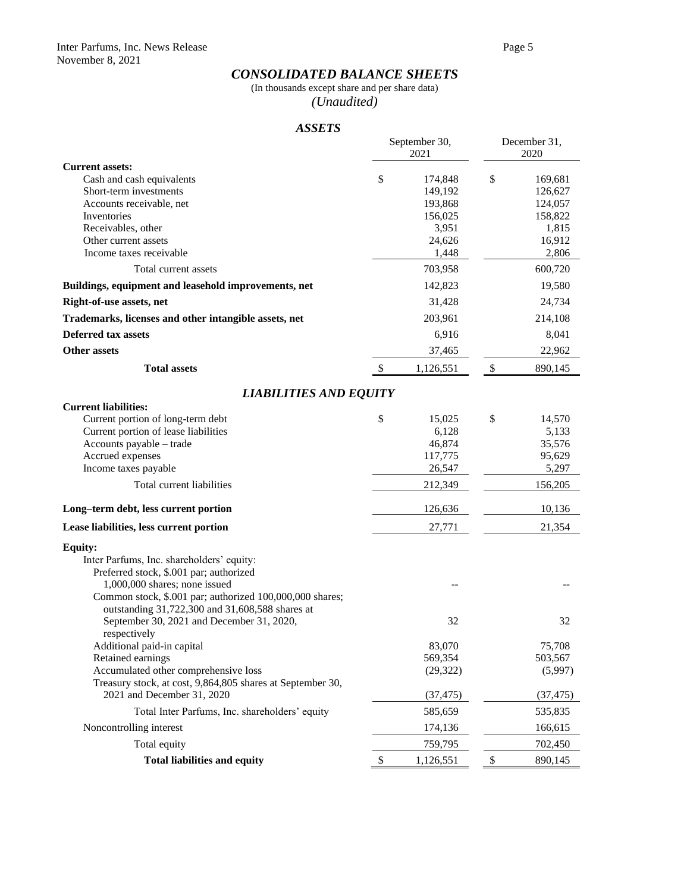## *CONSOLIDATED BALANCE SHEETS*

(In thousands except share and per share data)

*(Unaudited)*

### *ASSETS*

| | September 30, 2021 | December 31, 2020 |
|---|---|---|
| **Current assets:** | | |
| Cash and cash equivalents | $ 174,848 | $ 169,681 |
| Short-term investments | 149,192 | 126,627 |
| Accounts receivable, net | 193,868 | 124,057 |
| Inventories | 156,025 | 158,822 |
| Receivables, other | 3,951 | 1,815 |
| Other current assets | 24,626 | 16,912 |
| Income taxes receivable | 1,448 | 2,806 |
| Total current assets | 703,958 | 600,720 |
| **Buildings, equipment and leasehold improvements, net** | 142,823 | 19,580 |
| **Right-of-use assets, net** | 31,428 | 24,734 |
| **Trademarks, licenses and other intangible assets, net** | 203,961 | 214,108 |
| **Deferred tax assets** | 6,916 | 8,041 |
| **Other assets** | 37,465 | 22,962 |
| **Total assets** | $ 1,126,551 | $ 890,145 |

### *LIABILITIES AND EQUITY*

| | September 30, 2021 | December 31, 2020 |
|---|---|---|
| **Current liabilities:** | | |
| Current portion of long-term debt | $ 15,025 | $ 14,570 |
| Current portion of lease liabilities | 6,128 | 5,133 |
| Accounts payable – trade | 46,874 | 35,576 |
| Accrued expenses | 117,775 | 95,629 |
| Income taxes payable | 26,547 | 5,297 |
| Total current liabilities | 212,349 | 156,205 |
| **Long–term debt, less current portion** | 126,636 | 10,136 |
| **Lease liabilities, less current portion** | 27,771 | 21,354 |
| **Equity:** | | |
| Inter Parfums, Inc. shareholders' equity: | | |
| Preferred stock, $.001 par; authorized 1,000,000 shares; none issued | -- | -- |
| Common stock, $.001 par; authorized 100,000,000 shares; outstanding 31,722,300 and 31,608,588 shares at September 30, 2021 and December 31, 2020, respectively | 32 | 32 |
| Additional paid-in capital | 83,070 | 75,708 |
| Retained earnings | 569,354 | 503,567 |
| Accumulated other comprehensive loss | (29,322) | (5,997) |
| Treasury stock, at cost, 9,864,805 shares at September 30, 2021 and December 31, 2020 | (37,475) | (37,475) |
| Total Inter Parfums, Inc. shareholders' equity | 585,659 | 535,835 |
| Noncontrolling interest | 174,136 | 166,615 |
| Total equity | 759,795 | 702,450 |
| **Total liabilities and equity** | $ 1,126,551 | $ 890,145 |